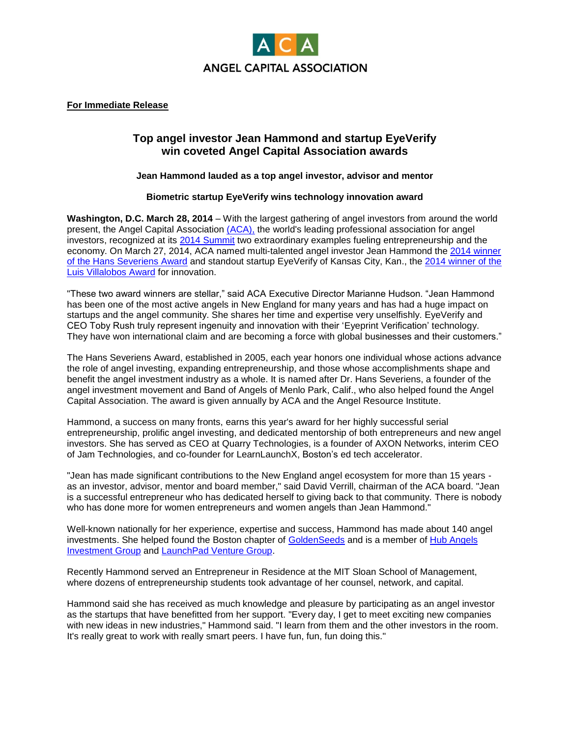ANGEL CAPITAL ASSOCIATION

**For Immediate Release**

## Top angel investor Jean Hammond and startup EyeVerify win coveted Angel Capital Association awards

### Jean Hammond lauded as a top angel investor, advisor and mentor

### Biometric startup EyeVerify wins technology innovation award

**Washington, D.C. March 28, 2014** – With the largest gathering of angel investors from around the world present, the Angel Capital Association (ACA), the world's leading professional association for angel investors, recognized at its 2014 Summit two extraordinary examples fueling entrepreneurship and the economy. On March 27, 2014, ACA named multi-talented angel investor Jean Hammond the 2014 winner of the Hans Severiens Award and standout startup EyeVerify of Kansas City, Kan., the 2014 winner of the Luis Villalobos Award for innovation.

"These two award winners are stellar," said ACA Executive Director Marianne Hudson. "Jean Hammond has been one of the most active angels in New England for many years and has had a huge impact on startups and the angel community. She shares her time and expertise very unselfishly. EyeVerify and CEO Toby Rush truly represent ingenuity and innovation with their 'Eyeprint Verification' technology. They have won international claim and are becoming a force with global businesses and their customers."

The Hans Severiens Award, established in 2005, each year honors one individual whose actions advance the role of angel investing, expanding entrepreneurship, and those whose accomplishments shape and benefit the angel investment industry as a whole. It is named after Dr. Hans Severiens, a founder of the angel investment movement and Band of Angels of Menlo Park, Calif., who also helped found the Angel Capital Association. The award is given annually by ACA and the Angel Resource Institute.

Hammond, a success on many fronts, earns this year's award for her highly successful serial entrepreneurship, prolific angel investing, and dedicated mentorship of both entrepreneurs and new angel investors. She has served as CEO at Quarry Technologies, is a founder of AXON Networks, interim CEO of Jam Technologies, and co-founder for LearnLaunchX, Boston's ed tech accelerator.

"Jean has made significant contributions to the New England angel ecosystem for more than 15 years - as an investor, advisor, mentor and board member," said David Verrill, chairman of the ACA board. "Jean is a successful entrepreneur who has dedicated herself to giving back to that community. There is nobody who has done more for women entrepreneurs and women angels than Jean Hammond."

Well-known nationally for her experience, expertise and success, Hammond has made about 140 angel investments. She helped found the Boston chapter of GoldenSeeds and is a member of Hub Angels Investment Group and LaunchPad Venture Group.

Recently Hammond served an Entrepreneur in Residence at the MIT Sloan School of Management, where dozens of entrepreneurship students took advantage of her counsel, network, and capital.

Hammond said she has received as much knowledge and pleasure by participating as an angel investor as the startups that have benefitted from her support. "Every day, I get to meet exciting new companies with new ideas in new industries," Hammond said. "I learn from them and the other investors in the room. It's really great to work with really smart peers. I have fun, fun, fun doing this."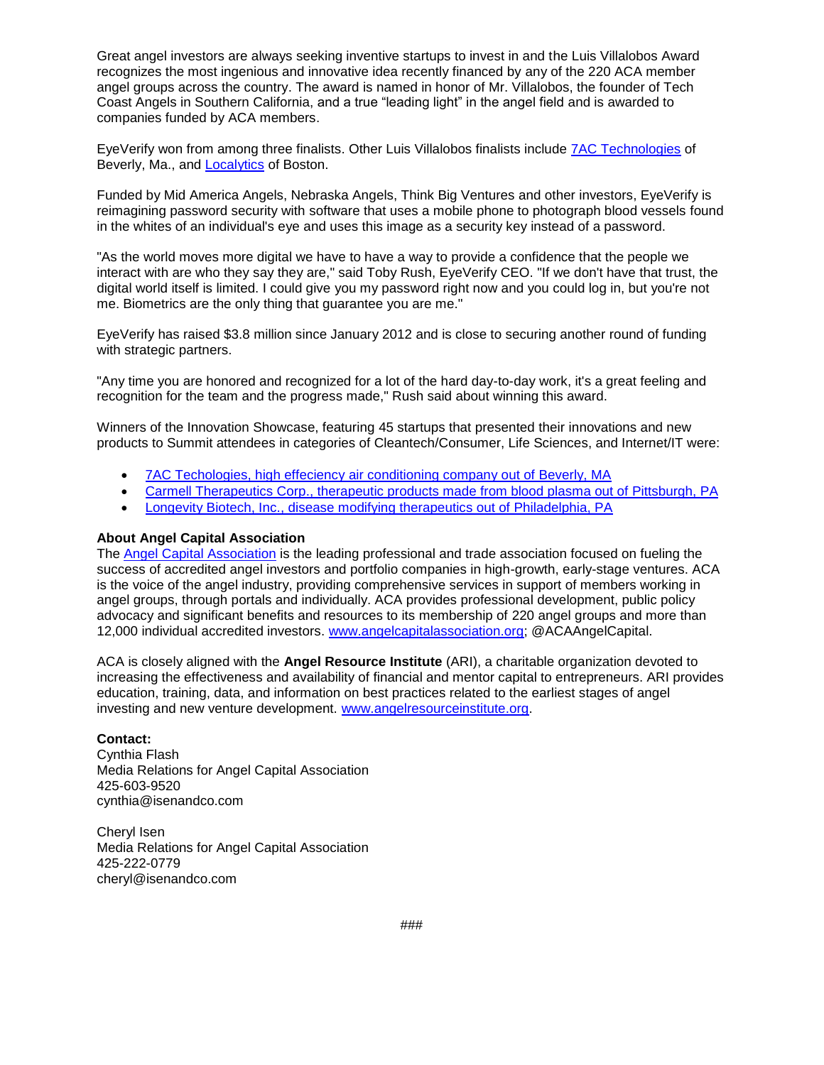Great angel investors are always seeking inventive startups to invest in and the Luis Villalobos Award recognizes the most ingenious and innovative idea recently financed by any of the 220 ACA member angel groups across the country. The award is named in honor of Mr. Villalobos, the founder of Tech Coast Angels in Southern California, and a true "leading light" in the angel field and is awarded to companies funded by ACA members.

EyeVerify won from among three finalists. Other Luis Villalobos finalists include [7AC Technologies](#) of Beverly, Ma., and [Localytics](#) of Boston.

Funded by Mid America Angels, Nebraska Angels, Think Big Ventures and other investors, EyeVerify is reimagining password security with software that uses a mobile phone to photograph blood vessels found in the whites of an individual's eye and uses this image as a security key instead of a password.

"As the world moves more digital we have to have a way to provide a confidence that the people we interact with are who they say they are," said Toby Rush, EyeVerify CEO. "If we don't have that trust, the digital world itself is limited. I could give you my password right now and you could log in, but you're not me. Biometrics are the only thing that guarantee you are me."

EyeVerify has raised $3.8 million since January 2012 and is close to securing another round of funding with strategic partners.

"Any time you are honored and recognized for a lot of the hard day-to-day work, it's a great feeling and recognition for the team and the progress made," Rush said about winning this award.

Winners of the Innovation Showcase, featuring 45 startups that presented their innovations and new products to Summit attendees in categories of Cleantech/Consumer, Life Sciences, and Internet/IT were:

- 7AC Techologies, high effeciency air conditioning company out of Beverly, MA
- Carmell Therapeutics Corp., therapeutic products made from blood plasma out of Pittsburgh, PA
- Longevity Biotech, Inc., disease modifying therapeutics out of Philadelphia, PA

**About Angel Capital Association**
The Angel Capital Association is the leading professional and trade association focused on fueling the success of accredited angel investors and portfolio companies in high-growth, early-stage ventures. ACA is the voice of the angel industry, providing comprehensive services in support of members working in angel groups, through portals and individually. ACA provides professional development, public policy advocacy and significant benefits and resources to its membership of 220 angel groups and more than 12,000 individual accredited investors. www.angelcapitalassociation.org; @ACAAngelCapital.

ACA is closely aligned with the **Angel Resource Institute** (ARI), a charitable organization devoted to increasing the effectiveness and availability of financial and mentor capital to entrepreneurs. ARI provides education, training, data, and information on best practices related to the earliest stages of angel investing and new venture development. www.angelresourceinstitute.org.

**Contact:**
Cynthia Flash
Media Relations for Angel Capital Association
425-603-9520
cynthia@isenandco.com

Cheryl Isen
Media Relations for Angel Capital Association
425-222-0779
cheryl@isenandco.com

###